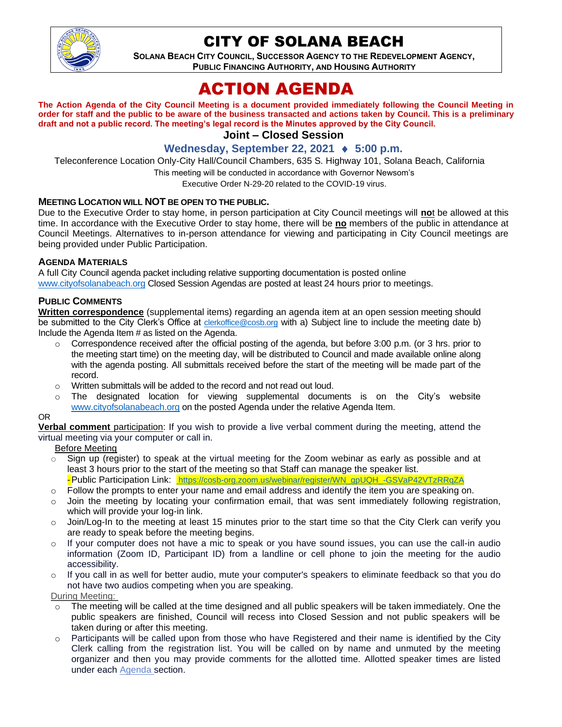# CITY OF SOLANA BEACH

**SOLANA BEACH CITY COUNCIL, SUCCESSOR AGENCY TO THE REDEVELOPMENT AGENCY, PUBLIC FINANCING AUTHORITY, AND HOUSING AUTHORITY**

# ACTION AGENDA

**The Action Agenda of the City Council Meeting is a document provided immediately following the Council Meeting in order for staff and the public to be aware of the business transacted and actions taken by Council. This is a preliminary draft and not a public record. The meeting's legal record is the Minutes approved by the City Council.**

## Joint – Closed Session

### Wednesday, September 22, 2021 ♦ 5:00 p.m.

Teleconference Location Only-City Hall/Council Chambers, 635 S. Highway 101, Solana Beach, California

This meeting will be conducted in accordance with Governor Newsom's Executive Order N-29-20 related to the COVID-19 virus.

#### MEETING LOCATION WILL NOT BE OPEN TO THE PUBLIC.

Due to the Executive Order to stay home, in person participation at City Council meetings will **no**t be allowed at this time. In accordance with the Executive Order to stay home, there will be **no** members of the public in attendance at Council Meetings. Alternatives to in-person attendance for viewing and participating in City Council meetings are being provided under Public Participation.

#### AGENDA MATERIALS

A full City Council agenda packet including relative supporting documentation is posted online www.cityofsolanabeach.org Closed Session Agendas are posted at least 24 hours prior to meetings.

#### PUBLIC COMMENTS

**Written correspondence** (supplemental items) regarding an agenda item at an open session meeting should be submitted to the City Clerk's Office at clerkoffice@cosb.org with a) Subject line to include the meeting date b) Include the Agenda Item # as listed on the Agenda.

- Correspondence received after the official posting of the agenda, but before 3:00 p.m. (or 3 hrs. prior to the meeting start time) on the meeting day, will be distributed to Council and made available online along with the agenda posting. All submittals received before the start of the meeting will be made part of the record.
- Written submittals will be added to the record and not read out loud.
- The designated location for viewing supplemental documents is on the City's website www.cityofsolanabeach.org on the posted Agenda under the relative Agenda Item.

OR

**Verbal comment** participation: If you wish to provide a live verbal comment during the meeting, attend the virtual meeting via your computer or call in.

Before Meeting

- Sign up (register) to speak at the virtual meeting for the Zoom webinar as early as possible and at least 3 hours prior to the start of the meeting so that Staff can manage the speaker list.
  -Public Participation Link: https://cosb-org.zoom.us/webinar/register/WN_gpUQH_-GSVaP42VTzRRqZA
- Follow the prompts to enter your name and email address and identify the item you are speaking on.
- Join the meeting by locating your confirmation email, that was sent immediately following registration, which will provide your log-in link.
- Join/Log-In to the meeting at least 15 minutes prior to the start time so that the City Clerk can verify you are ready to speak before the meeting begins.
- If your computer does not have a mic to speak or you have sound issues, you can use the call-in audio information (Zoom ID, Participant ID) from a landline or cell phone to join the meeting for the audio accessibility.
- If you call in as well for better audio, mute your computer's speakers to eliminate feedback so that you do not have two audios competing when you are speaking.

During Meeting:

- The meeting will be called at the time designed and all public speakers will be taken immediately. One the public speakers are finished, Council will recess into Closed Session and not public speakers will be taken during or after this meeting.
- Participants will be called upon from those who have Registered and their name is identified by the City Clerk calling from the registration list. You will be called on by name and unmuted by the meeting organizer and then you may provide comments for the allotted time. Allotted speaker times are listed under each Agenda section.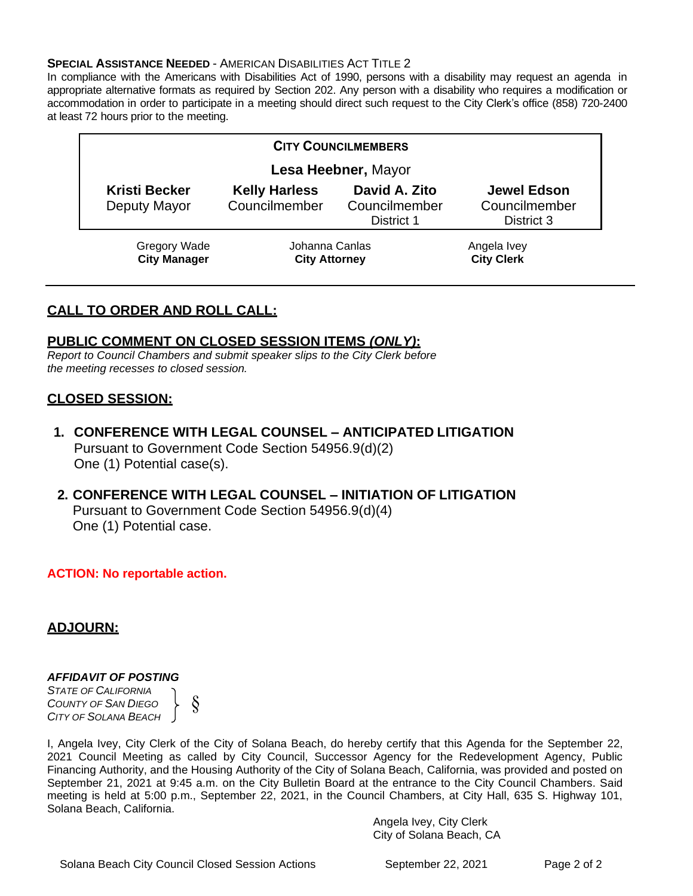**SPECIAL ASSISTANCE NEEDED** - AMERICAN DISABILITIES ACT TITLE 2

In compliance with the Americans with Disabilities Act of 1990, persons with a disability may request an agenda in appropriate alternative formats as required by Section 202. Any person with a disability who requires a modification or accommodation in order to participate in a meeting should direct such request to the City Clerk's office (858) 720-2400 at least 72 hours prior to the meeting.

| CITY COUNCILMEMBERS | | | |
|---|---|---|---|
| **Lesa Heebner,** Mayor | | | |
| **Kristi Becker** Deputy Mayor | **Kelly Harless** Councilmember | **David A. Zito** Councilmember District 1 | **Jewel Edson** Councilmember District 3 |

| Gregory Wade **City Manager** | Johanna Canlas **City Attorney** | Angela Ivey **City Clerk** |
|---|---|---|

## CALL TO ORDER AND ROLL CALL:

## PUBLIC COMMENT ON CLOSED SESSION ITEMS *(ONLY)*:

*Report to Council Chambers and submit speaker slips to the City Clerk before the meeting recesses to closed session.*

## CLOSED SESSION:

1. **CONFERENCE WITH LEGAL COUNSEL – ANTICIPATED LITIGATION**
   Pursuant to Government Code Section 54956.9(d)(2)
   One (1) Potential case(s).

2. **CONFERENCE WITH LEGAL COUNSEL – INITIATION OF LITIGATION**
   Pursuant to Government Code Section 54956.9(d)(4)
   One (1) Potential case.

**ACTION: No reportable action.**

## ADJOURN:

***AFFIDAVIT OF POSTING***

*STATE OF CALIFORNIA*
*COUNTY OF SAN DIEGO* } §
*CITY OF SOLANA BEACH*

I, Angela Ivey, City Clerk of the City of Solana Beach, do hereby certify that this Agenda for the September 22, 2021 Council Meeting as called by City Council, Successor Agency for the Redevelopment Agency, Public Financing Authority, and the Housing Authority of the City of Solana Beach, California, was provided and posted on September 21, 2021 at 9:45 a.m. on the City Bulletin Board at the entrance to the City Council Chambers. Said meeting is held at 5:00 p.m., September 22, 2021, in the Council Chambers, at City Hall, 635 S. Highway 101, Solana Beach, California.

Angela Ivey, City Clerk
City of Solana Beach, CA